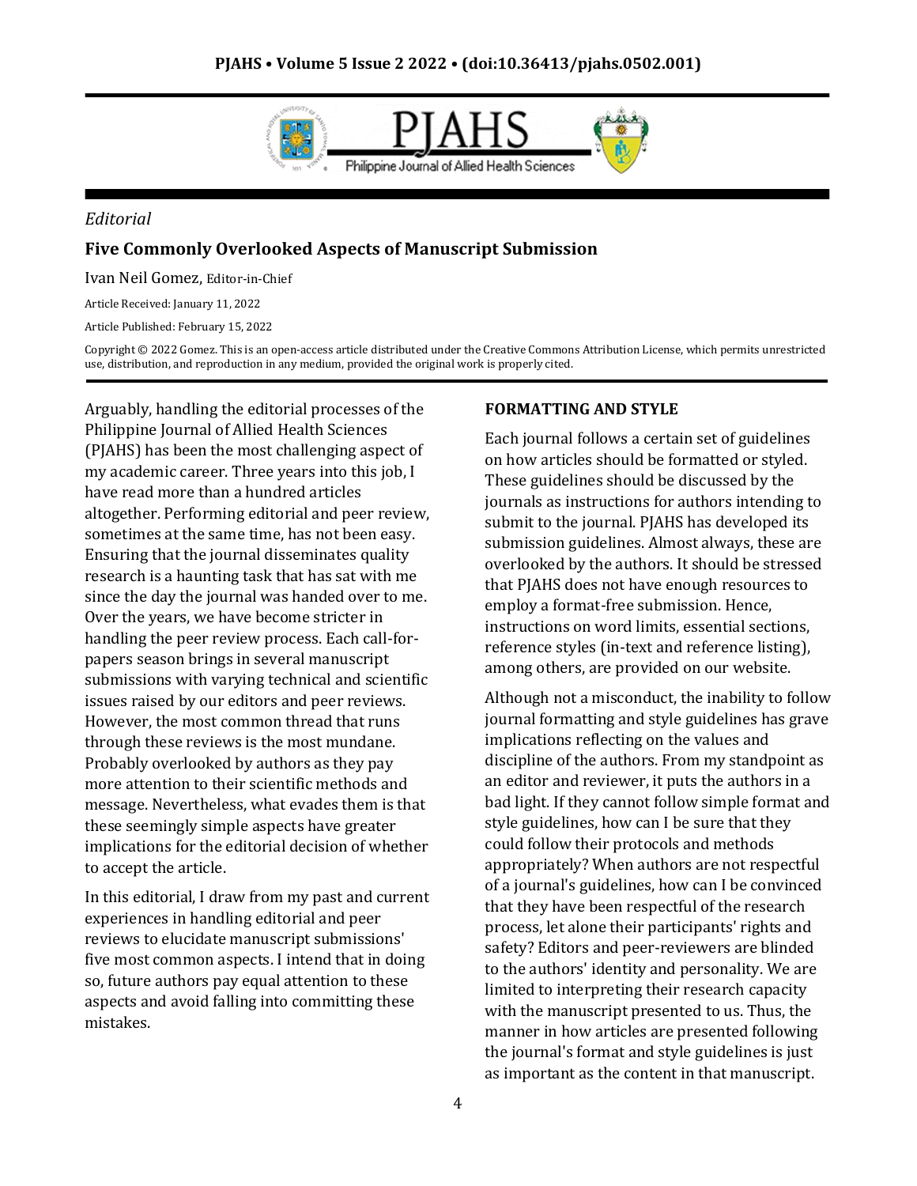*Editorial*

# Five Commonly Overlooked Aspects of Manuscript Submission

Ivan Neil Gomez, Editor-in-Chief

Article Received: January 11, 2022

Article Published: February 15, 2022

Copyright © 2022 Gomez. This is an open-access article distributed under the Creative Commons Attribution License, which permits unrestricted use, distribution, and reproduction in any medium, provided the original work is properly cited.

Arguably, handling the editorial processes of the Philippine Journal of Allied Health Sciences (PJAHS) has been the most challenging aspect of my academic career. Three years into this job, I have read more than a hundred articles altogether. Performing editorial and peer review, sometimes at the same time, has not been easy. Ensuring that the journal disseminates quality research is a haunting task that has sat with me since the day the journal was handed over to me. Over the years, we have become stricter in handling the peer review process. Each call-for-papers season brings in several manuscript submissions with varying technical and scientific issues raised by our editors and peer reviews. However, the most common thread that runs through these reviews is the most mundane. Probably overlooked by authors as they pay more attention to their scientific methods and message. Nevertheless, what evades them is that these seemingly simple aspects have greater implications for the editorial decision of whether to accept the article.

In this editorial, I draw from my past and current experiences in handling editorial and peer reviews to elucidate manuscript submissions' five most common aspects. I intend that in doing so, future authors pay equal attention to these aspects and avoid falling into committing these mistakes.

## FORMATTING AND STYLE

Each journal follows a certain set of guidelines on how articles should be formatted or styled. These guidelines should be discussed by the journals as instructions for authors intending to submit to the journal. PJAHS has developed its submission guidelines. Almost always, these are overlooked by the authors. It should be stressed that PJAHS does not have enough resources to employ a format-free submission. Hence, instructions on word limits, essential sections, reference styles (in-text and reference listing), among others, are provided on our website.

Although not a misconduct, the inability to follow journal formatting and style guidelines has grave implications reflecting on the values and discipline of the authors. From my standpoint as an editor and reviewer, it puts the authors in a bad light. If they cannot follow simple format and style guidelines, how can I be sure that they could follow their protocols and methods appropriately? When authors are not respectful of a journal's guidelines, how can I be convinced that they have been respectful of the research process, let alone their participants' rights and safety? Editors and peer-reviewers are blinded to the authors' identity and personality. We are limited to interpreting their research capacity with the manuscript presented to us. Thus, the manner in how articles are presented following the journal's format and style guidelines is just as important as the content in that manuscript.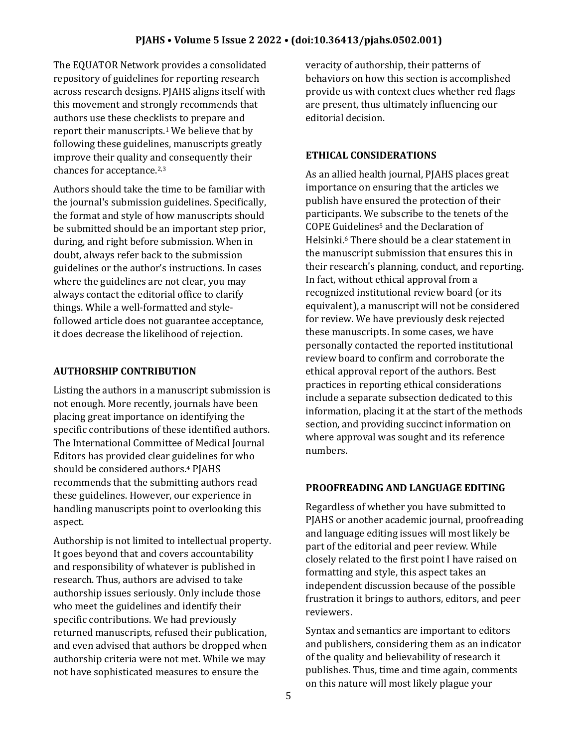The EQUATOR Network provides a consolidated repository of guidelines for reporting research across research designs. PJAHS aligns itself with this movement and strongly recommends that authors use these checklists to prepare and report their manuscripts.[1] We believe that by following these guidelines, manuscripts greatly improve their quality and consequently their chances for acceptance.[2,3]

Authors should take the time to be familiar with the journal's submission guidelines. Specifically, the format and style of how manuscripts should be submitted should be an important step prior, during, and right before submission. When in doubt, always refer back to the submission guidelines or the author's instructions. In cases where the guidelines are not clear, you may always contact the editorial office to clarify things. While a well-formatted and style-followed article does not guarantee acceptance, it does decrease the likelihood of rejection.

## AUTHORSHIP CONTRIBUTION

Listing the authors in a manuscript submission is not enough. More recently, journals have been placing great importance on identifying the specific contributions of these identified authors. The International Committee of Medical Journal Editors has provided clear guidelines for who should be considered authors.[4] PJAHS recommends that the submitting authors read these guidelines. However, our experience in handling manuscripts point to overlooking this aspect.

Authorship is not limited to intellectual property. It goes beyond that and covers accountability and responsibility of whatever is published in research. Thus, authors are advised to take authorship issues seriously. Only include those who meet the guidelines and identify their specific contributions. We had previously returned manuscripts, refused their publication, and even advised that authors be dropped when authorship criteria were not met. While we may not have sophisticated measures to ensure the veracity of authorship, their patterns of behaviors on how this section is accomplished provide us with context clues whether red flags are present, thus ultimately influencing our editorial decision.

## ETHICAL CONSIDERATIONS

As an allied health journal, PJAHS places great importance on ensuring that the articles we publish have ensured the protection of their participants. We subscribe to the tenets of the COPE Guidelines[5] and the Declaration of Helsinki.[6] There should be a clear statement in the manuscript submission that ensures this in their research's planning, conduct, and reporting. In fact, without ethical approval from a recognized institutional review board (or its equivalent), a manuscript will not be considered for review. We have previously desk rejected these manuscripts. In some cases, we have personally contacted the reported institutional review board to confirm and corroborate the ethical approval report of the authors. Best practices in reporting ethical considerations include a separate subsection dedicated to this information, placing it at the start of the methods section, and providing succinct information on where approval was sought and its reference numbers.

## PROOFREADING AND LANGUAGE EDITING

Regardless of whether you have submitted to PJAHS or another academic journal, proofreading and language editing issues will most likely be part of the editorial and peer review. While closely related to the first point I have raised on formatting and style, this aspect takes an independent discussion because of the possible frustration it brings to authors, editors, and peer reviewers.

Syntax and semantics are important to editors and publishers, considering them as an indicator of the quality and believability of research it publishes. Thus, time and time again, comments on this nature will most likely plague your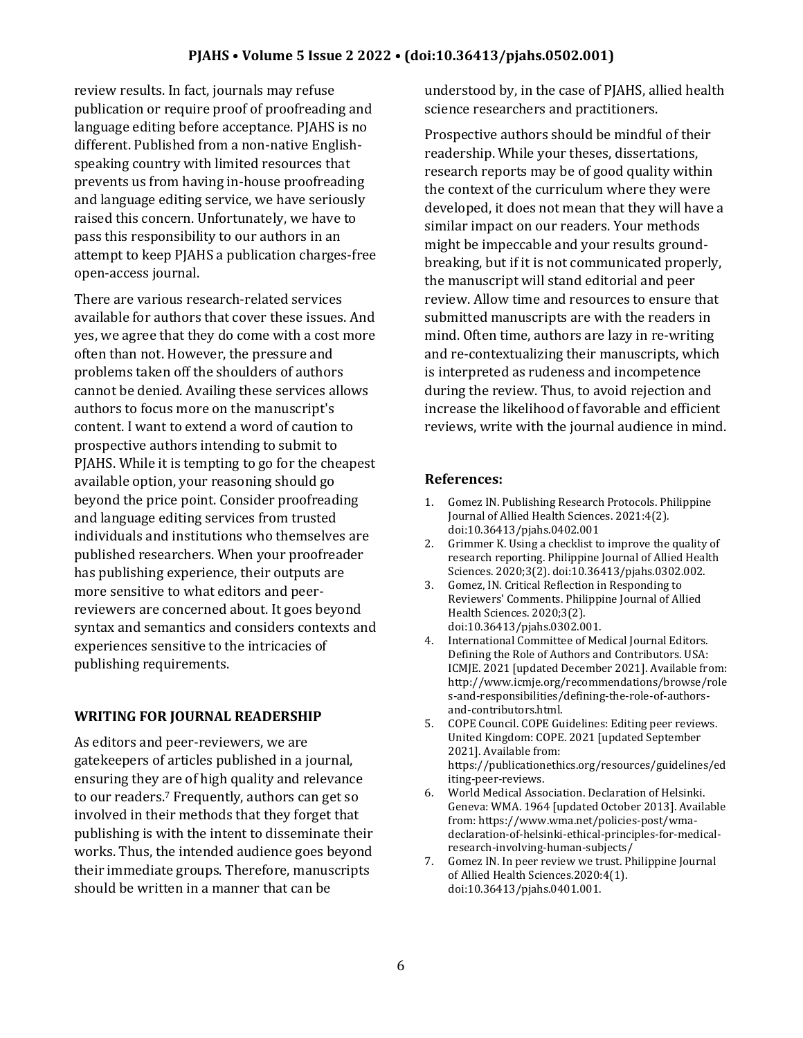review results. In fact, journals may refuse publication or require proof of proofreading and language editing before acceptance. PJAHS is no different. Published from a non-native English-speaking country with limited resources that prevents us from having in-house proofreading and language editing service, we have seriously raised this concern. Unfortunately, we have to pass this responsibility to our authors in an attempt to keep PJAHS a publication charges-free open-access journal.

There are various research-related services available for authors that cover these issues. And yes, we agree that they do come with a cost more often than not. However, the pressure and problems taken off the shoulders of authors cannot be denied. Availing these services allows authors to focus more on the manuscript's content. I want to extend a word of caution to prospective authors intending to submit to PJAHS. While it is tempting to go for the cheapest available option, your reasoning should go beyond the price point. Consider proofreading and language editing services from trusted individuals and institutions who themselves are published researchers. When your proofreader has publishing experience, their outputs are more sensitive to what editors and peer-reviewers are concerned about. It goes beyond syntax and semantics and considers contexts and experiences sensitive to the intricacies of publishing requirements.

## WRITING FOR JOURNAL READERSHIP

As editors and peer-reviewers, we are gatekeepers of articles published in a journal, ensuring they are of high quality and relevance to our readers.[7] Frequently, authors can get so involved in their methods that they forget that publishing is with the intent to disseminate their works. Thus, the intended audience goes beyond their immediate groups. Therefore, manuscripts should be written in a manner that can be understood by, in the case of PJAHS, allied health science researchers and practitioners.

Prospective authors should be mindful of their readership. While your theses, dissertations, research reports may be of good quality within the context of the curriculum where they were developed, it does not mean that they will have a similar impact on our readers. Your methods might be impeccable and your results ground-breaking, but if it is not communicated properly, the manuscript will stand editorial and peer review. Allow time and resources to ensure that submitted manuscripts are with the readers in mind. Often time, authors are lazy in re-writing and re-contextualizing their manuscripts, which is interpreted as rudeness and incompetence during the review. Thus, to avoid rejection and increase the likelihood of favorable and efficient reviews, write with the journal audience in mind.

## References:

1. Gomez IN. Publishing Research Protocols. Philippine Journal of Allied Health Sciences. 2021:4(2). doi:10.36413/pjahs.0402.001
2. Grimmer K. Using a checklist to improve the quality of research reporting. Philippine Journal of Allied Health Sciences. 2020;3(2). doi:10.36413/pjahs.0302.002.
3. Gomez, IN. Critical Reflection in Responding to Reviewers' Comments. Philippine Journal of Allied Health Sciences. 2020;3(2). doi:10.36413/pjahs.0302.001.
4. International Committee of Medical Journal Editors. Defining the Role of Authors and Contributors. USA: ICMJE. 2021 [updated December 2021]. Available from: http://www.icmje.org/recommendations/browse/roles-and-responsibilities/defining-the-role-of-authors-and-contributors.html.
5. COPE Council. COPE Guidelines: Editing peer reviews. United Kingdom: COPE. 2021 [updated September 2021]. Available from: https://publicationethics.org/resources/guidelines/editing-peer-reviews.
6. World Medical Association. Declaration of Helsinki. Geneva: WMA. 1964 [updated October 2013]. Available from: https://www.wma.net/policies-post/wma-declaration-of-helsinki-ethical-principles-for-medical-research-involving-human-subjects/
7. Gomez IN. In peer review we trust. Philippine Journal of Allied Health Sciences.2020:4(1). doi:10.36413/pjahs.0401.001.